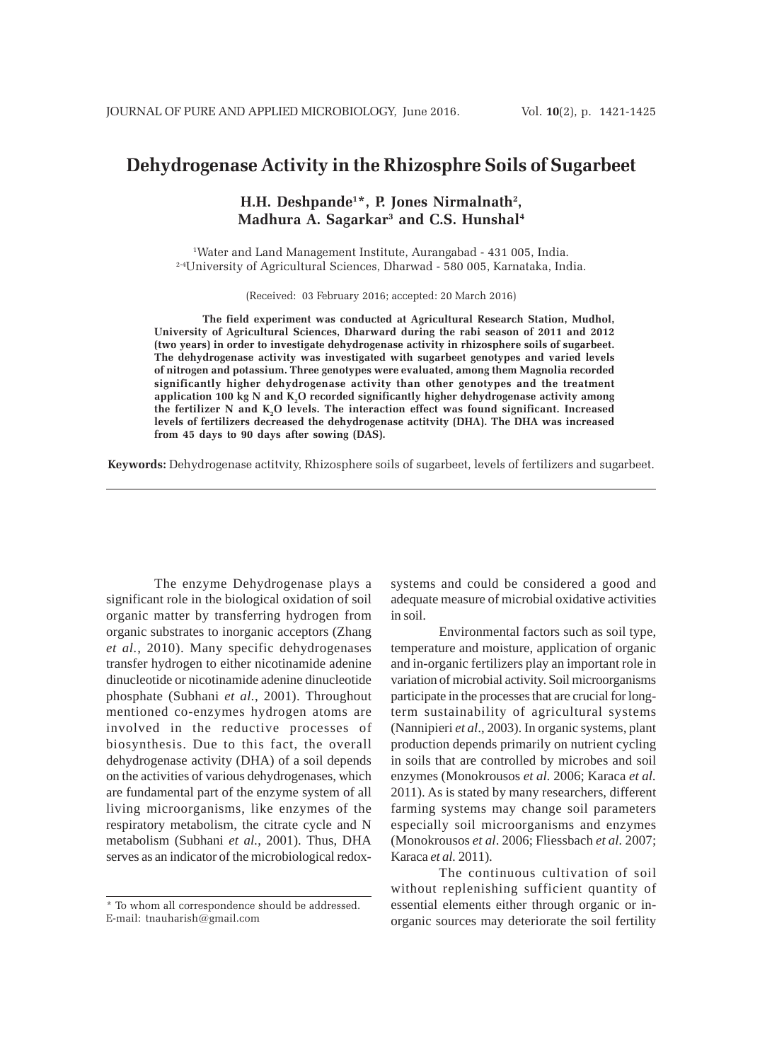# Dehydrogenase Activity in the Rhizosphre Soils of Sugarbeet

**H.H. Deshpande[1]*, P. Jones Nirmalnath[2], Madhura A. Sagarkar[3] and C.S. Hunshal[4]**

[1]Water and Land Management Institute, Aurangabad - 431 005, India.
[2-4]University of Agricultural Sciences, Dharwad - 580 005, Karnataka, India.

(Received: 03 February 2016; accepted: 20 March 2016)

**The field experiment was conducted at Agricultural Research Station, Mudhol, University of Agricultural Sciences, Dharward during the rabi season of 2011 and 2012 (two years) in order to investigate dehydrogenase activity in rhizosphere soils of sugarbeet. The dehydrogenase activity was investigated with sugarbeet genotypes and varied levels of nitrogen and potassium. Three genotypes were evaluated, among them Magnolia recorded significantly higher dehydrogenase activity than other genotypes and the treatment application 100 kg N and $K_2O$ recorded significantly higher dehydrogenase activity among the fertilizer N and $K_2O$ levels. The interaction effect was found significant. Increased levels of fertilizers decreased the dehydrogenase actitvity (DHA). The DHA was increased from 45 days to 90 days after sowing (DAS).**

**Keywords:** Dehydrogenase actitvity, Rhizosphere soils of sugarbeet, levels of fertilizers and sugarbeet.

---

The enzyme Dehydrogenase plays a significant role in the biological oxidation of soil organic matter by transferring hydrogen from organic substrates to inorganic acceptors (Zhang *et al.*, 2010). Many specific dehydrogenases transfer hydrogen to either nicotinamide adenine dinucleotide or nicotinamide adenine dinucleotide phosphate (Subhani *et al.*, 2001). Throughout mentioned co-enzymes hydrogen atoms are involved in the reductive processes of biosynthesis. Due to this fact, the overall dehydrogenase activity (DHA) of a soil depends on the activities of various dehydrogenases, which are fundamental part of the enzyme system of all living microorganisms, like enzymes of the respiratory metabolism, the citrate cycle and N metabolism (Subhani *et al.*, 2001). Thus, DHA serves as an indicator of the microbiological redox-systems and could be considered a good and adequate measure of microbial oxidative activities in soil.

Environmental factors such as soil type, temperature and moisture, application of organic and in-organic fertilizers play an important role in variation of microbial activity. Soil microorganisms participate in the processes that are crucial for long-term sustainability of agricultural systems (Nannipieri *et al*., 2003). In organic systems, plant production depends primarily on nutrient cycling in soils that are controlled by microbes and soil enzymes (Monokrousos *et al.* 2006; Karaca *et al.* 2011). As is stated by many researchers, different farming systems may change soil parameters especially soil microorganisms and enzymes (Monokrousos *et al*. 2006; Fliessbach *et al*. 2007; Karaca *et al.* 2011).

The continuous cultivation of soil without replenishing sufficient quantity of essential elements either through organic or in-organic sources may deteriorate the soil fertility

\* To whom all correspondence should be addressed.
E-mail: tnauharish@gmail.com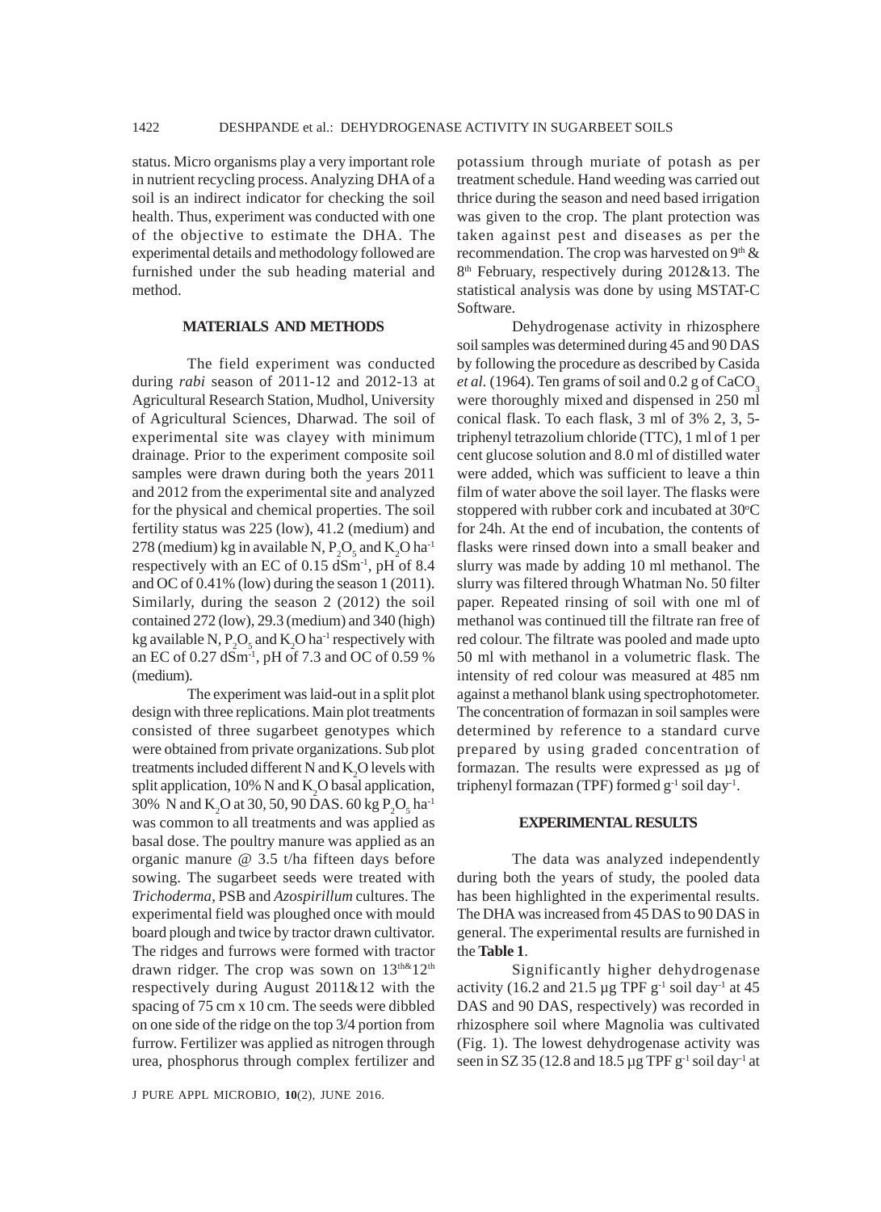status. Micro organisms play a very important role in nutrient recycling process. Analyzing DHA of a soil is an indirect indicator for checking the soil health. Thus, experiment was conducted with one of the objective to estimate the DHA. The experimental details and methodology followed are furnished under the sub heading material and method.

## MATERIALS AND METHODS

The field experiment was conducted during *rabi* season of 2011-12 and 2012-13 at Agricultural Research Station, Mudhol, University of Agricultural Sciences, Dharwad. The soil of experimental site was clayey with minimum drainage. Prior to the experiment composite soil samples were drawn during both the years 2011 and 2012 from the experimental site and analyzed for the physical and chemical properties. The soil fertility status was 225 (low), 41.2 (medium) and 278 (medium) kg in available N, $P_2O_5$ and $K_2O$ ha$^{-1}$ respectively with an EC of 0.15 dSm$^{-1}$, pH of 8.4 and OC of 0.41% (low) during the season 1 (2011). Similarly, during the season 2 (2012) the soil contained 272 (low), 29.3 (medium) and 340 (high) kg available N, $P_2O_5$ and $K_2O$ ha$^{-1}$ respectively with an EC of 0.27 dSm$^{-1}$, pH of 7.3 and OC of 0.59 % (medium).

The experiment was laid-out in a split plot design with three replications. Main plot treatments consisted of three sugarbeet genotypes which were obtained from private organizations. Sub plot treatments included different N and $K_2O$ levels with split application, 10% N and $K_2O$ basal application, 30% N and $K_2O$ at 30, 50, 90 DAS. 60 kg $P_2O_5$ ha$^{-1}$ was common to all treatments and was applied as basal dose. The poultry manure was applied as an organic manure @ 3.5 t/ha fifteen days before sowing. The sugarbeet seeds were treated with *Trichoderma*, PSB and *Azospirillum* cultures. The experimental field was ploughed once with mould board plough and twice by tractor drawn cultivator. The ridges and furrows were formed with tractor drawn ridger. The crop was sown on 13$^{th}$& 12$^{th}$ respectively during August 2011&12 with the spacing of 75 cm x 10 cm. The seeds were dibbled on one side of the ridge on the top 3/4 portion from furrow. Fertilizer was applied as nitrogen through urea, phosphorus through complex fertilizer and potassium through muriate of potash as per treatment schedule. Hand weeding was carried out thrice during the season and need based irrigation was given to the crop. The plant protection was taken against pest and diseases as per the recommendation. The crop was harvested on 9$^{th}$ & 8$^{th}$ February, respectively during 2012&13. The statistical analysis was done by using MSTAT-C Software.

Dehydrogenase activity in rhizosphere soil samples was determined during 45 and 90 DAS by following the procedure as described by Casida *et al.* (1964). Ten grams of soil and 0.2 g of $CaCO_3$ were thoroughly mixed and dispensed in 250 ml conical flask. To each flask, 3 ml of 3% 2, 3, 5-triphenyl tetrazolium chloride (TTC), 1 ml of 1 per cent glucose solution and 8.0 ml of distilled water were added, which was sufficient to leave a thin film of water above the soil layer. The flasks were stoppered with rubber cork and incubated at 30°C for 24h. At the end of incubation, the contents of flasks were rinsed down into a small beaker and slurry was made by adding 10 ml methanol. The slurry was filtered through Whatman No. 50 filter paper. Repeated rinsing of soil with one ml of methanol was continued till the filtrate ran free of red colour. The filtrate was pooled and made upto 50 ml with methanol in a volumetric flask. The intensity of red colour was measured at 485 nm against a methanol blank using spectrophotometer. The concentration of formazan in soil samples were determined by reference to a standard curve prepared by using graded concentration of formazan. The results were expressed as µg of triphenyl formazan (TPF) formed g$^{-1}$ soil day$^{-1}$.

## EXPERIMENTAL RESULTS

The data was analyzed independently during both the years of study, the pooled data has been highlighted in the experimental results. The DHA was increased from 45 DAS to 90 DAS in general. The experimental results are furnished in the **Table 1**.

Significantly higher dehydrogenase activity (16.2 and 21.5 µg TPF g$^{-1}$ soil day$^{-1}$ at 45 DAS and 90 DAS, respectively) was recorded in rhizosphere soil where Magnolia was cultivated (Fig. 1). The lowest dehydrogenase activity was seen in SZ 35 (12.8 and 18.5 µg TPF g$^{-1}$ soil day$^{-1}$ at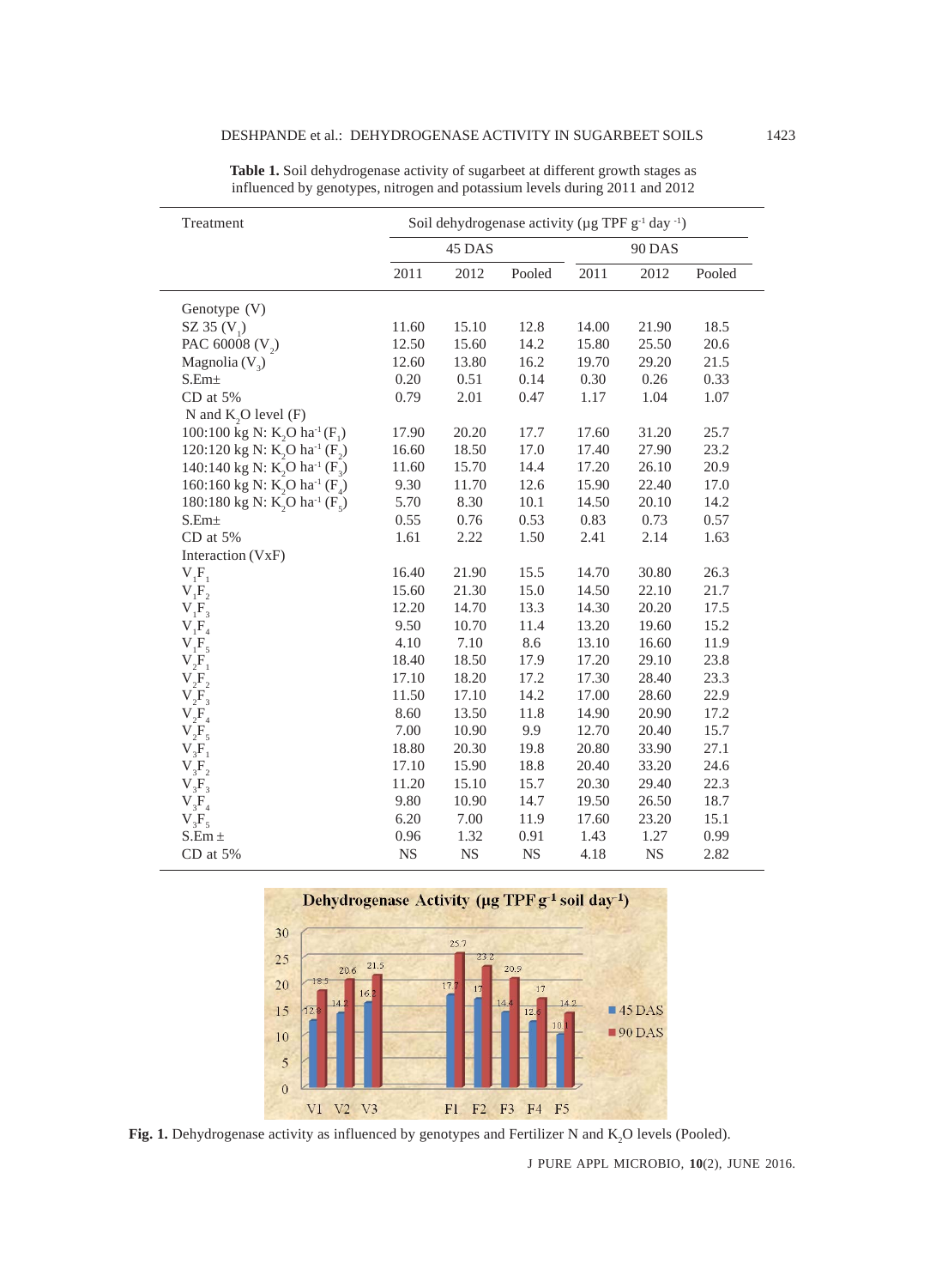**Table 1.** Soil dehydrogenase activity of sugarbeet at different growth stages as influenced by genotypes, nitrogen and potassium levels during 2011 and 2012

| Treatment | Soil dehydrogenase activity (µg TPF $g^{-1}$ $day^{-1}$) | | | | | |
|---|---|---|---|---|---|---|
| | 45 DAS | | | 90 DAS | | |
| | 2011 | 2012 | Pooled | 2011 | 2012 | Pooled |
| Genotype (V) | | | | | | |
| SZ 35 ($V_1$) | 11.60 | 15.10 | 12.8 | 14.00 | 21.90 | 18.5 |
| PAC 60008 ($V_2$) | 12.50 | 15.60 | 14.2 | 15.80 | 25.50 | 20.6 |
| Magnolia ($V_3$) | 12.60 | 13.80 | 16.2 | 19.70 | 29.20 | 21.5 |
| S.Em± | 0.20 | 0.51 | 0.14 | 0.30 | 0.26 | 0.33 |
| CD at 5% | 0.79 | 2.01 | 0.47 | 1.17 | 1.04 | 1.07 |
| N and $K_2O$ level (F) | | | | | | |
| 100:100 kg N: $K_2O$ $ha^{-1}$ ($F_1$) | 17.90 | 20.20 | 17.7 | 17.60 | 31.20 | 25.7 |
| 120:120 kg N: $K_2O$ $ha^{-1}$ ($F_2$) | 16.60 | 18.50 | 17.0 | 17.40 | 27.90 | 23.2 |
| 140:140 kg N: $K_2O$ $ha^{-1}$ ($F_3$) | 11.60 | 15.70 | 14.4 | 17.20 | 26.10 | 20.9 |
| 160:160 kg N: $K_2O$ $ha^{-1}$ ($F_4$) | 9.30 | 11.70 | 12.6 | 15.90 | 22.40 | 17.0 |
| 180:180 kg N: $K_2O$ $ha^{-1}$ ($F_5$) | 5.70 | 8.30 | 10.1 | 14.50 | 20.10 | 14.2 |
| S.Em± | 0.55 | 0.76 | 0.53 | 0.83 | 0.73 | 0.57 |
| CD at 5% | 1.61 | 2.22 | 1.50 | 2.41 | 2.14 | 1.63 |
| Interaction (VxF) | | | | | | |
| $V_1F_1$ | 16.40 | 21.90 | 15.5 | 14.70 | 30.80 | 26.3 |
| $V_1F_2$ | 15.60 | 21.30 | 15.0 | 14.50 | 22.10 | 21.7 |
| $V_1F_3$ | 12.20 | 14.70 | 13.3 | 14.30 | 20.20 | 17.5 |
| $V_1F_4$ | 9.50 | 10.70 | 11.4 | 13.20 | 19.60 | 15.2 |
| $V_1F_5$ | 4.10 | 7.10 | 8.6 | 13.10 | 16.60 | 11.9 |
| $V_2F_1$ | 18.40 | 18.50 | 17.9 | 17.20 | 29.10 | 23.8 |
| $V_2F_2$ | 17.10 | 18.20 | 17.2 | 17.30 | 28.40 | 23.3 |
| $V_2F_3$ | 11.50 | 17.10 | 14.2 | 17.00 | 28.60 | 22.9 |
| $V_2F_4$ | 8.60 | 13.50 | 11.8 | 14.90 | 20.90 | 17.2 |
| $V_2F_5$ | 7.00 | 10.90 | 9.9 | 12.70 | 20.40 | 15.7 |
| $V_3F_1$ | 18.80 | 20.30 | 19.8 | 20.80 | 33.90 | 27.1 |
| $V_3F_2$ | 17.10 | 15.90 | 18.8 | 20.40 | 33.20 | 24.6 |
| $V_3F_3$ | 11.20 | 15.10 | 15.7 | 20.30 | 29.40 | 22.3 |
| $V_3F_4$ | 9.80 | 10.90 | 14.7 | 19.50 | 26.50 | 18.7 |
| $V_3F_5$ | 6.20 | 7.00 | 11.9 | 17.60 | 23.20 | 15.1 |
| S.Em ± | 0.96 | 1.32 | 0.91 | 1.43 | 1.27 | 0.99 |
| CD at 5% | NS | NS | NS | 4.18 | NS | 2.82 |

**Fig. 1.** Dehydrogenase activity as influenced by genotypes and Fertilizer N and $K_2O$ levels (Pooled).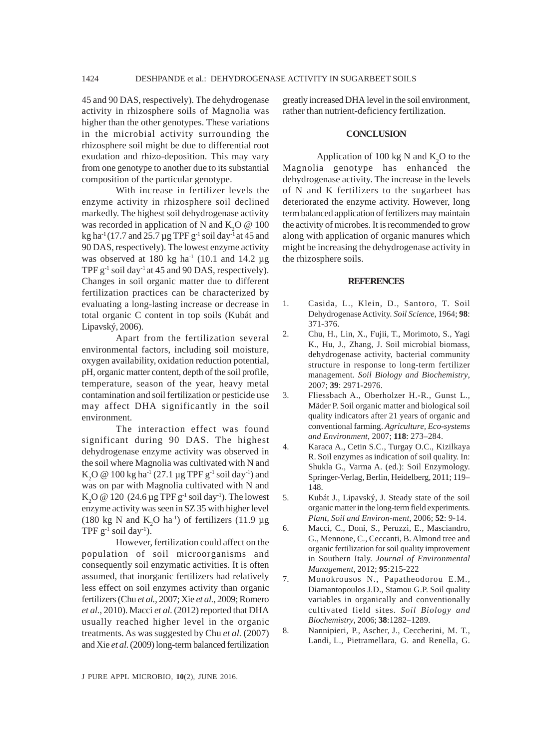45 and 90 DAS, respectively). The dehydrogenase activity in rhizosphere soils of Magnolia was higher than the other genotypes. These variations in the microbial activity surrounding the rhizosphere soil might be due to differential root exudation and rhizo-deposition. This may vary from one genotype to another due to its substantial composition of the particular genotype.

With increase in fertilizer levels the enzyme activity in rhizosphere soil declined markedly. The highest soil dehydrogenase activity was recorded in application of N and $K_2O$ @ 100 kg $ha^{-1}$ (17.7 and 25.7 µg TPF $g^{-1}$ soil $day^{-1}$ at 45 and 90 DAS, respectively). The lowest enzyme activity was observed at 180 kg $ha^{-1}$ (10.1 and 14.2 µg TPF $g^{-1}$ soil $day^{-1}$ at 45 and 90 DAS, respectively). Changes in soil organic matter due to different fertilization practices can be characterized by evaluating a long-lasting increase or decrease in total organic C content in top soils (Kubát and Lipavský, 2006).

Apart from the fertilization several environmental factors, including soil moisture, oxygen availability, oxidation reduction potential, pH, organic matter content, depth of the soil profile, temperature, season of the year, heavy metal contamination and soil fertilization or pesticide use may affect DHA significantly in the soil environment.

The interaction effect was found significant during 90 DAS. The highest dehydrogenase enzyme activity was observed in the soil where Magnolia was cultivated with N and $K_2O$ @ 100 kg $ha^{-1}$ (27.1 µg TPF $g^{-1}$ soil $day^{-1}$) and was on par with Magnolia cultivated with N and $K_2O$ @ 120 (24.6 µg TPF $g^{-1}$ soil $day^{-1}$). The lowest enzyme activity was seen in SZ 35 with higher level (180 kg N and $K_2O$ $ha^{-1}$) of fertilizers (11.9 µg TPF $g^{-1}$ soil $day^{-1}$).

However, fertilization could affect on the population of soil microorganisms and consequently soil enzymatic activities. It is often assumed, that inorganic fertilizers had relatively less effect on soil enzymes activity than organic fertilizers (Chu *et al.*, 2007; Xie *et al.*, 2009; Romero *et al.*, 2010). Macci *et al.* (2012) reported that DHA usually reached higher level in the organic treatments. As was suggested by Chu *et al.* (2007) and Xie *et al.* (2009) long-term balanced fertilization greatly increased DHA level in the soil environment, rather than nutrient-deficiency fertilization.

## CONCLUSION

Application of 100 kg N and $K_2O$ to the Magnolia genotype has enhanced the dehydrogenase activity. The increase in the levels of N and K fertilizers to the sugarbeet has deteriorated the enzyme activity. However, long term balanced application of fertilizers may maintain the activity of microbes. It is recommended to grow along with application of organic manures which might be increasing the dehydrogenase activity in the rhizosphere soils.

## REFERENCES

1. Casida, L., Klein, D., Santoro, T. Soil Dehydrogenase Activity. *Soil Science*, 1964; **98**: 371-376.
2. Chu, H., Lin, X., Fujii, T., Morimoto, S., Yagi K., Hu, J., Zhang, J. Soil microbial biomass, dehydrogenase activity, bacterial community structure in response to long-term fertilizer management. *Soil Biology and Biochemistry*, 2007; **39**: 2971-2976.
3. Fliessbach A., Oberholzer H.-R., Gunst L., Mäder P. Soil organic matter and biological soil quality indicators after 21 years of organic and conventional farming. *Agriculture, Eco-systems and Environment*, 2007; **118**: 273–284.
4. Karaca A., Cetin S.C., Turgay O.C., Kizilkaya R. Soil enzymes as indication of soil quality. In: Shukla G., Varma A. (ed.): Soil Enzymology. Springer-Verlag, Berlin, Heidelberg, 2011; 119–148.
5. Kubát J., Lipavský, J. Steady state of the soil organic matter in the long-term field experiments. *Plant, Soil and Environ-ment*, 2006; **52**: 9-14.
6. Macci, C., Doni, S., Peruzzi, E., Masciandro, G., Mennone, C., Ceccanti, B. Almond tree and organic fertilization for soil quality improvement in Southern Italy. *Journal of Environmental Management*, 2012; **95**:215-222
7. Monokrousos N., Papatheodorou E.M., Diamantopoulos J.D., Stamou G.P. Soil quality variables in organically and conventionally cultivated field sites. *Soil Biology and Biochemistry*, 2006; **38**:1282–1289.
8. Nannipieri, P., Ascher, J., Ceccherini, M. T., Landi, L., Pietramellara, G. and Renella, G.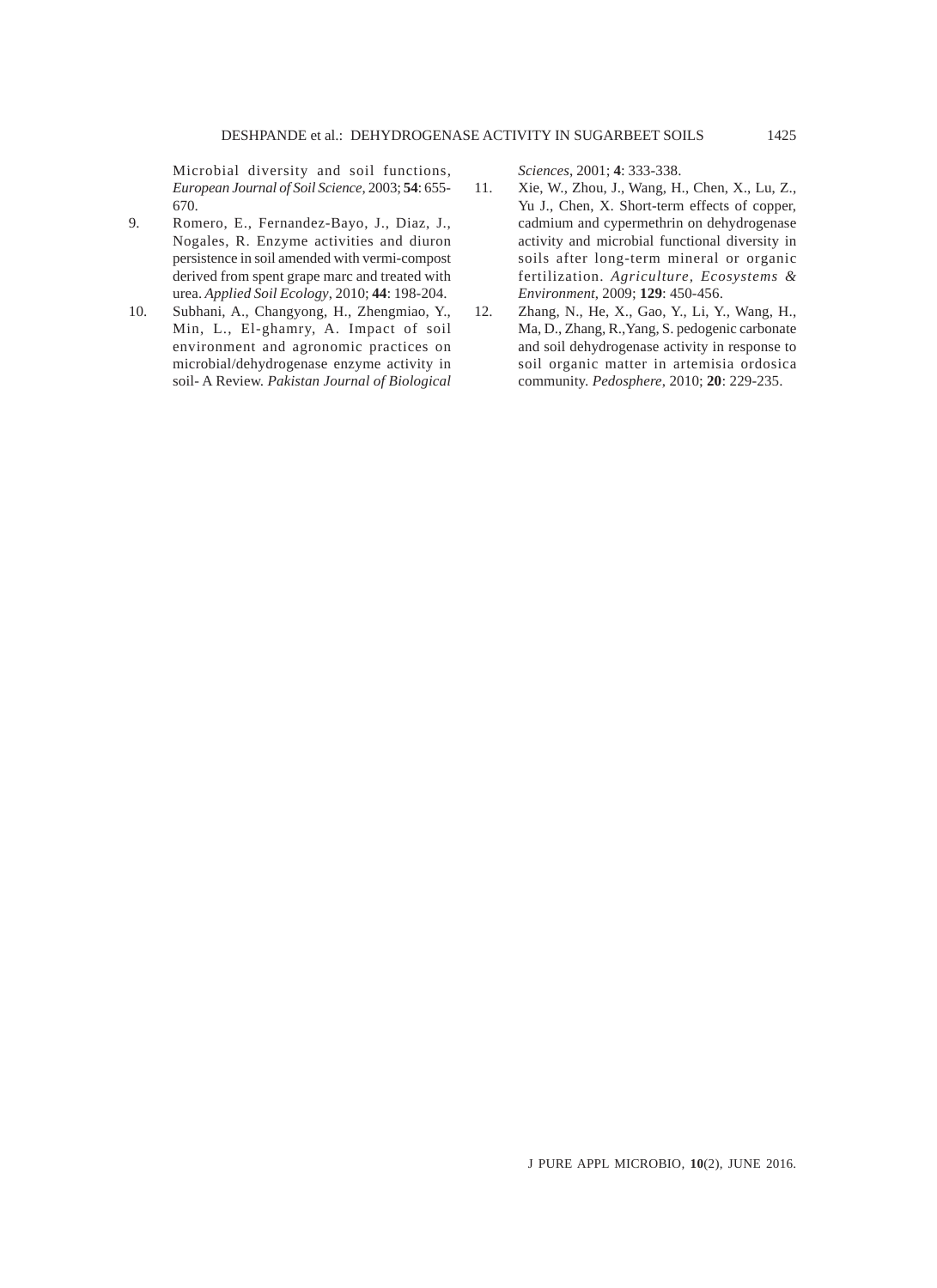Microbial diversity and soil functions, *European Journal of Soil Science*, 2003; **54**: 655-670.

9. Romero, E., Fernandez-Bayo, J., Diaz, J., Nogales, R. Enzyme activities and diuron persistence in soil amended with vermi-compost derived from spent grape marc and treated with urea. *Applied Soil Ecology*, 2010; **44**: 198-204.
10. Subhani, A., Changyong, H., Zhengmiao, Y., Min, L., El-ghamry, A. Impact of soil environment and agronomic practices on microbial/dehydrogenase enzyme activity in soil- A Review. *Pakistan Journal of Biological Sciences*, 2001; **4**: 333-338.
11. Xie, W., Zhou, J., Wang, H., Chen, X., Lu, Z., Yu J., Chen, X. Short-term effects of copper, cadmium and cypermethrin on dehydrogenase activity and microbial functional diversity in soils after long-term mineral or organic fertilization. *Agriculture, Ecosystems & Environment*, 2009; **129**: 450-456.
12. Zhang, N., He, X., Gao, Y., Li, Y., Wang, H., Ma, D., Zhang, R.,Yang, S. pedogenic carbonate and soil dehydrogenase activity in response to soil organic matter in artemisia ordosica community. *Pedosphere*, 2010; **20**: 229-235.